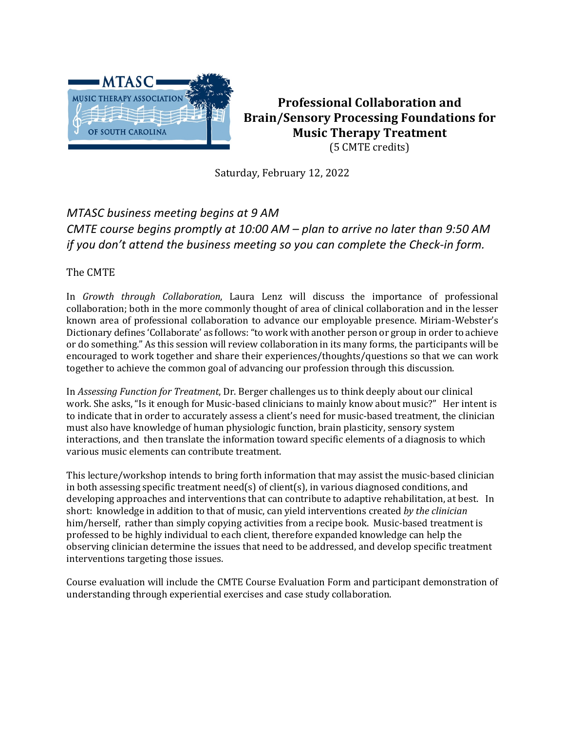# Professional Collaboration and Brain/Sensory Processing Foundations for Music Therapy Treatment

(5 CMTE credits)

Saturday, February 12, 2022

*MTASC business meeting begins at 9 AM*
*CMTE course begins promptly at 10:00 AM – plan to arrive no later than 9:50 AM if you don't attend the business meeting so you can complete the Check-in form.*

The CMTE

In *Growth through Collaboration*, Laura Lenz will discuss the importance of professional collaboration; both in the more commonly thought of area of clinical collaboration and in the lesser known area of professional collaboration to advance our employable presence. Miriam-Webster's Dictionary defines 'Collaborate' as follows: "to work with another person or group in order to achieve or do something." As this session will review collaboration in its many forms, the participants will be encouraged to work together and share their experiences/thoughts/questions so that we can work together to achieve the common goal of advancing our profession through this discussion.

In *Assessing Function for Treatment*, Dr. Berger challenges us to think deeply about our clinical work. She asks, "Is it enough for Music-based clinicians to mainly know about music?" Her intent is to indicate that in order to accurately assess a client's need for music-based treatment, the clinician must also have knowledge of human physiologic function, brain plasticity, sensory system interactions, and then translate the information toward specific elements of a diagnosis to which various music elements can contribute treatment.

This lecture/workshop intends to bring forth information that may assist the music-based clinician in both assessing specific treatment need(s) of client(s), in various diagnosed conditions, and developing approaches and interventions that can contribute to adaptive rehabilitation, at best. In short: knowledge in addition to that of music, can yield interventions created *by the clinician* him/herself, rather than simply copying activities from a recipe book. Music-based treatment is professed to be highly individual to each client, therefore expanded knowledge can help the observing clinician determine the issues that need to be addressed, and develop specific treatment interventions targeting those issues.

Course evaluation will include the CMTE Course Evaluation Form and participant demonstration of understanding through experiential exercises and case study collaboration.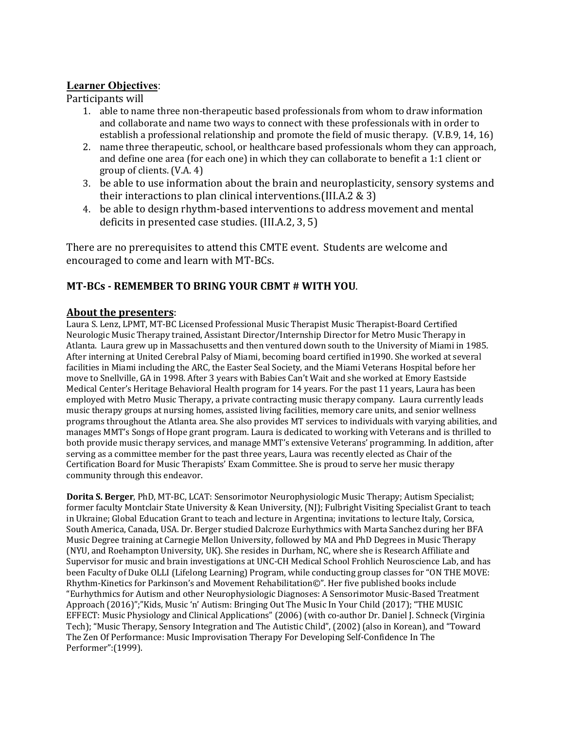**Learner Objectives**:

Participants will

1. able to name three non-therapeutic based professionals from whom to draw information and collaborate and name two ways to connect with these professionals with in order to establish a professional relationship and promote the field of music therapy. (V.B.9, 14, 16)
2. name three therapeutic, school, or healthcare based professionals whom they can approach, and define one area (for each one) in which they can collaborate to benefit a 1:1 client or group of clients. (V.A. 4)
3. be able to use information about the brain and neuroplasticity, sensory systems and their interactions to plan clinical interventions.(III.A.2 & 3)
4. be able to design rhythm-based interventions to address movement and mental deficits in presented case studies. (III.A.2, 3, 5)

There are no prerequisites to attend this CMTE event. Students are welcome and encouraged to come and learn with MT-BCs.

**MT-BCs - REMEMBER TO BRING YOUR CBMT # WITH YOU**.

**About the presenters**:

Laura S. Lenz, LPMT, MT-BC Licensed Professional Music Therapist Music Therapist-Board Certified Neurologic Music Therapy trained, Assistant Director/Internship Director for Metro Music Therapy in Atlanta. Laura grew up in Massachusetts and then ventured down south to the University of Miami in 1985. After interning at United Cerebral Palsy of Miami, becoming board certified in1990. She worked at several facilities in Miami including the ARC, the Easter Seal Society, and the Miami Veterans Hospital before her move to Snellville, GA in 1998. After 3 years with Babies Can't Wait and she worked at Emory Eastside Medical Center's Heritage Behavioral Health program for 14 years. For the past 11 years, Laura has been employed with Metro Music Therapy, a private contracting music therapy company. Laura currently leads music therapy groups at nursing homes, assisted living facilities, memory care units, and senior wellness programs throughout the Atlanta area. She also provides MT services to individuals with varying abilities, and manages MMT's Songs of Hope grant program. Laura is dedicated to working with Veterans and is thrilled to both provide music therapy services, and manage MMT's extensive Veterans' programming. In addition, after serving as a committee member for the past three years, Laura was recently elected as Chair of the Certification Board for Music Therapists' Exam Committee. She is proud to serve her music therapy community through this endeavor.

**Dorita S. Berger**, PhD, MT-BC, LCAT: Sensorimotor Neurophysiologic Music Therapy; Autism Specialist; former faculty Montclair State University & Kean University, (NJ); Fulbright Visiting Specialist Grant to teach in Ukraine; Global Education Grant to teach and lecture in Argentina; invitations to lecture Italy, Corsica, South America, Canada, USA. Dr. Berger studied Dalcroze Eurhythmics with Marta Sanchez during her BFA Music Degree training at Carnegie Mellon University, followed by MA and PhD Degrees in Music Therapy (NYU, and Roehampton University, UK). She resides in Durham, NC, where she is Research Affiliate and Supervisor for music and brain investigations at UNC-CH Medical School Frohlich Neuroscience Lab, and has been Faculty of Duke OLLI (Lifelong Learning) Program, while conducting group classes for "ON THE MOVE: Rhythm-Kinetics for Parkinson's and Movement Rehabilitation©". Her five published books include "Eurhythmics for Autism and other Neurophysiologic Diagnoses: A Sensorimotor Music-Based Treatment Approach (2016)";"Kids, Music 'n' Autism: Bringing Out The Music In Your Child (2017); "THE MUSIC EFFECT: Music Physiology and Clinical Applications" (2006) (with co-author Dr. Daniel J. Schneck (Virginia Tech); "Music Therapy, Sensory Integration and The Autistic Child", (2002) (also in Korean), and "Toward The Zen Of Performance: Music Improvisation Therapy For Developing Self-Confidence In The Performer":(1999).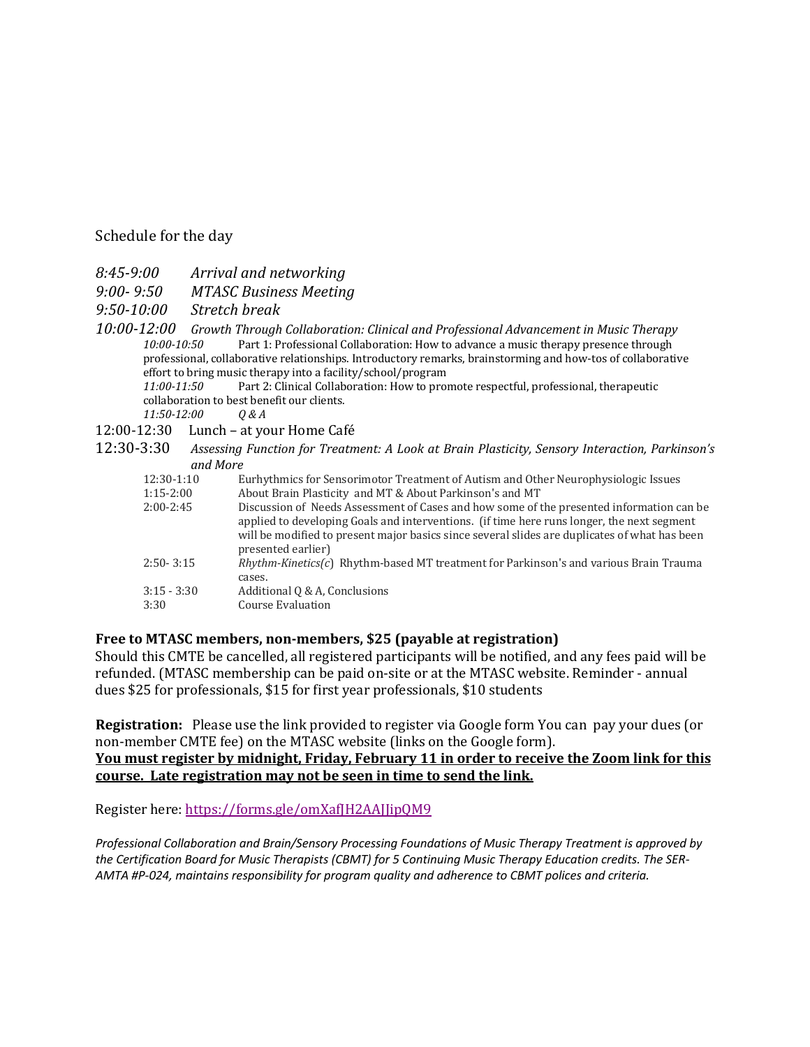Schedule for the day

*8:45-9:00 Arrival and networking*

*9:00- 9:50 MTASC Business Meeting*

*9:50-10:00 Stretch break*

*10:00-12:00 Growth Through Collaboration: Clinical and Professional Advancement in Music Therapy*

*10:00-10:50* Part 1: Professional Collaboration: How to advance a music therapy presence through professional, collaborative relationships. Introductory remarks, brainstorming and how-tos of collaborative effort to bring music therapy into a facility/school/program

*11:00-11:50* Part 2: Clinical Collaboration: How to promote respectful, professional, therapeutic collaboration to best benefit our clients.

*11:50-12:00 Q & A*

12:00-12:30 Lunch – at your Home Café

12:30-3:30 *Assessing Function for Treatment: A Look at Brain Plasticity, Sensory Interaction, Parkinson's and More*

| | |
|---|---|
| 12:30-1:10 | Eurhythmics for Sensorimotor Treatment of Autism and Other Neurophysiologic Issues |
| 1:15-2:00 | About Brain Plasticity and MT & About Parkinson's and MT |
| 2:00-2:45 | Discussion of Needs Assessment of Cases and how some of the presented information can be applied to developing Goals and interventions. (if time here runs longer, the next segment will be modified to present major basics since several slides are duplicates of what has been presented earlier) |
| 2:50- 3:15 | *Rhythm-Kinetics(c)* Rhythm-based MT treatment for Parkinson's and various Brain Trauma cases. |
| 3:15 - 3:30 | Additional Q & A, Conclusions |
| 3:30 | Course Evaluation |

**Free to MTASC members, non-members, $25 (payable at registration)**

Should this CMTE be cancelled, all registered participants will be notified, and any fees paid will be refunded. (MTASC membership can be paid on-site or at the MTASC website. Reminder - annual dues $25 for professionals, $15 for first year professionals, $10 students

**Registration:** Please use the link provided to register via Google form You can pay your dues (or non-member CMTE fee) on the MTASC website (links on the Google form).

**<u>You must register by midnight, Friday, February 11 in order to receive the Zoom link for this course. Late registration may not be seen in time to send the link.</u>**

Register here: https://forms.gle/omXafJH2AAJJipQM9

*Professional Collaboration and Brain/Sensory Processing Foundations of Music Therapy Treatment is approved by the Certification Board for Music Therapists (CBMT) for 5 Continuing Music Therapy Education credits. The SER-AMTA #P-024, maintains responsibility for program quality and adherence to CBMT polices and criteria.*